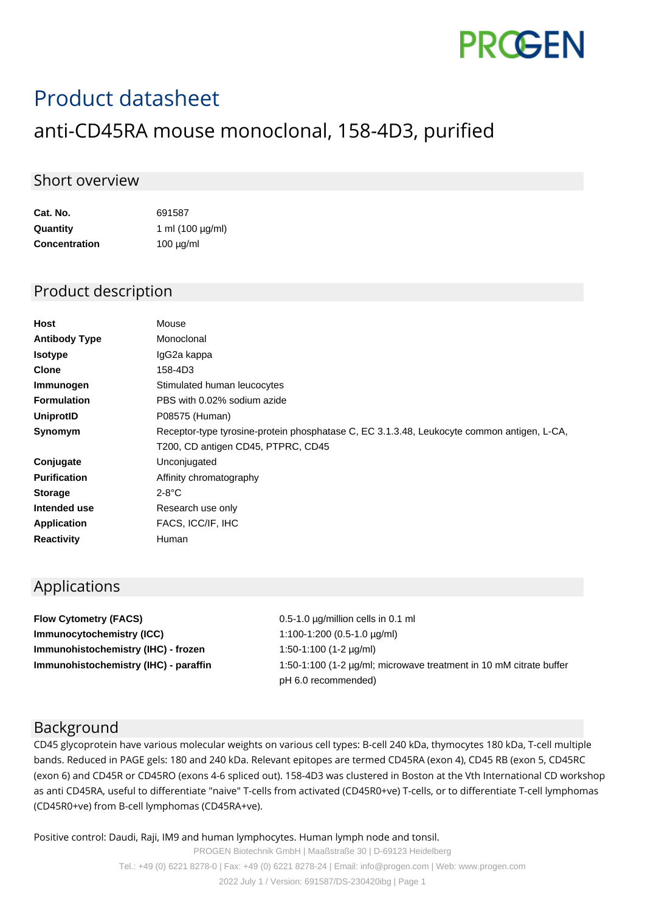# Product datasheet

## anti-CD45RA mouse monoclonal, 158-4D3, purified

### Short overview

| | |
|---|---|
| **Cat. No.** | 691587 |
| **Quantity** | 1 ml (100 µg/ml) |
| **Concentration** | 100 µg/ml |

### Product description

| | |
|---|---|
| **Host** | Mouse |
| **Antibody Type** | Monoclonal |
| **Isotype** | IgG2a kappa |
| **Clone** | 158-4D3 |
| **Immunogen** | Stimulated human leucocytes |
| **Formulation** | PBS with 0.02% sodium azide |
| **UniprotID** | P08575 (Human) |
| **Synomym** | Receptor-type tyrosine-protein phosphatase C, EC 3.1.3.48, Leukocyte common antigen, L-CA, T200, CD antigen CD45, PTPRC, CD45 |
| **Conjugate** | Unconjugated |
| **Purification** | Affinity chromatography |
| **Storage** | 2-8°C |
| **Intended use** | Research use only |
| **Application** | FACS, ICC/IF, IHC |
| **Reactivity** | Human |

### Applications

| | |
|---|---|
| **Flow Cytometry (FACS)** | 0.5-1.0 µg/million cells in 0.1 ml |
| **Immunocytochemistry (ICC)** | 1:100-1:200 (0.5-1.0 µg/ml) |
| **Immunohistochemistry (IHC) - frozen** | 1:50-1:100 (1-2 µg/ml) |
| **Immunohistochemistry (IHC) - paraffin** | 1:50-1:100 (1-2 µg/ml; microwave treatment in 10 mM citrate buffer pH 6.0 recommended) |

### Background

CD45 glycoprotein have various molecular weights on various cell types: B-cell 240 kDa, thymocytes 180 kDa, T-cell multiple bands. Reduced in PAGE gels: 180 and 240 kDa. Relevant epitopes are termed CD45RA (exon 4), CD45 RB (exon 5, CD45RC (exon 6) and CD45R or CD45RO (exons 4-6 spliced out). 158-4D3 was clustered in Boston at the Vth International CD workshop as anti CD45RA, useful to differentiate "naive" T-cells from activated (CD45R0+ve) T-cells, or to differentiate T-cell lymphomas (CD45R0+ve) from B-cell lymphomas (CD45RA+ve).

Positive control: Daudi, Raji, IM9 and human lymphocytes. Human lymph node and tonsil.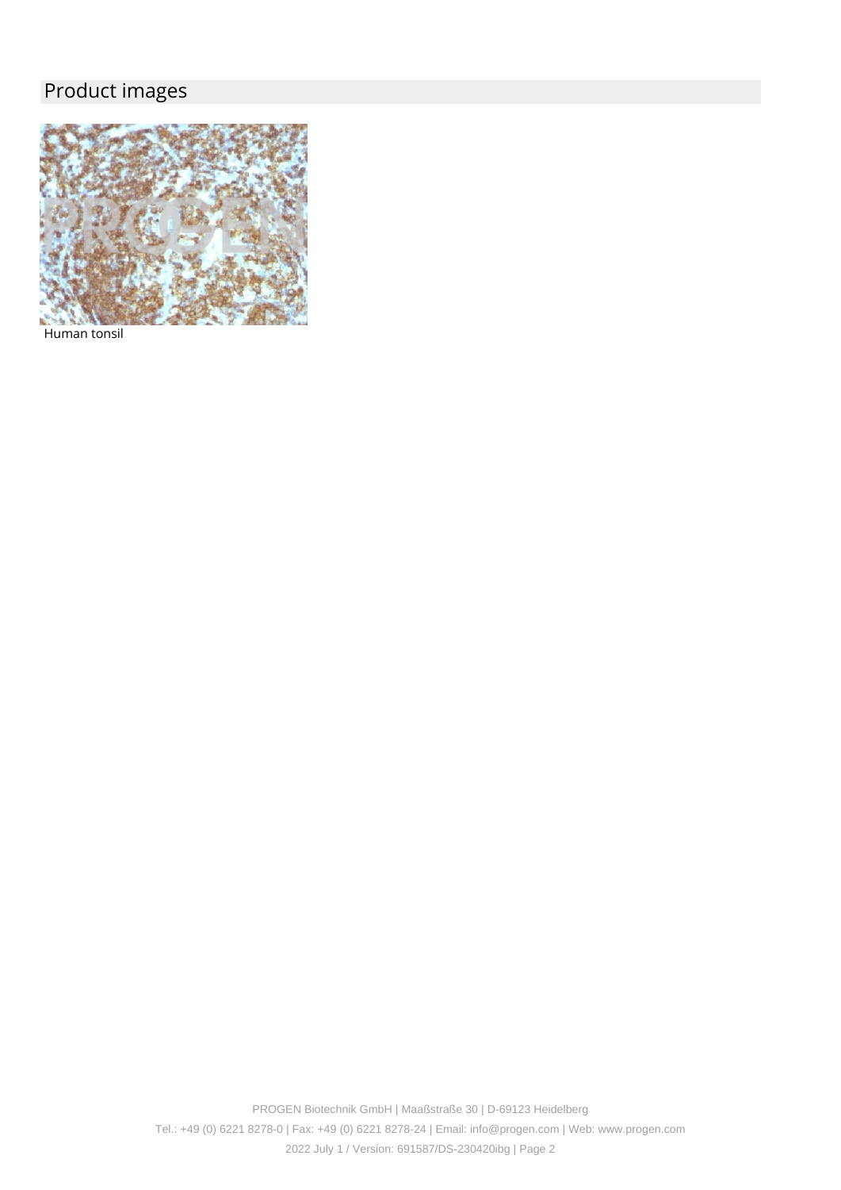## Product images

Human tonsil